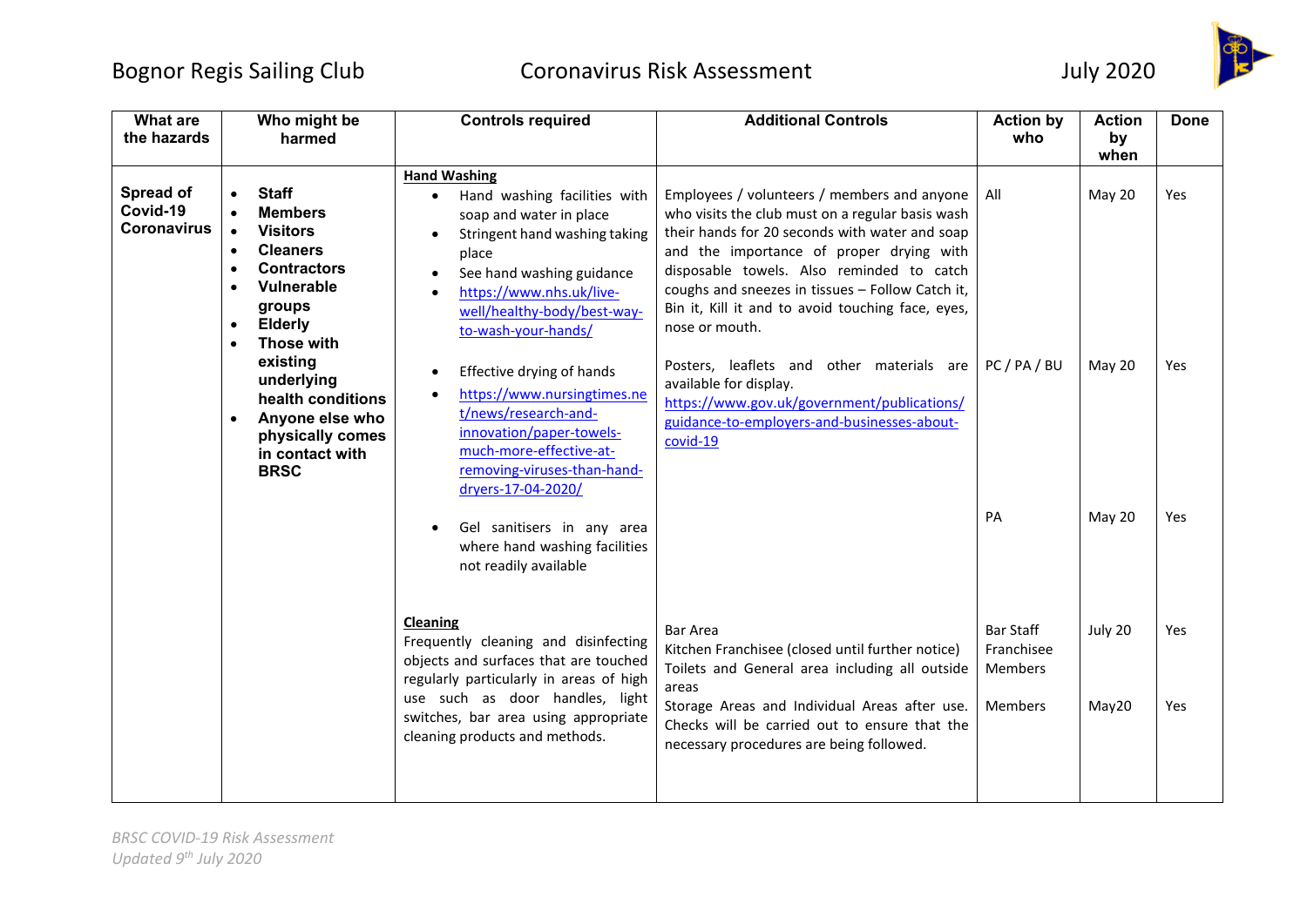Bognor Regis Sailing Club Coronavirus Risk Assessment July 2020

| What are the hazards | Who might be harmed | Controls required | Additional Controls | Action by who | Action by when | Done |
|---|---|---|---|---|---|---|
| **Spread of Covid-19 Coronavirus** | • **Staff**<br>• **Members**<br>• **Visitors**<br>• **Cleaners**<br>• **Contractors**<br>• **Vulnerable groups**<br>• **Elderly**<br>• **Those with existing underlying health conditions**<br>• **Anyone else who physically comes in contact with BRSC** | **Hand Washing**<br>• Hand washing facilities with soap and water in place<br>• Stringent hand washing taking place<br>• See hand washing guidance<br>• https://www.nhs.uk/live-well/healthy-body/best-way-to-wash-your-hands/ | Employees / volunteers / members and anyone who visits the club must on a regular basis wash their hands for 20 seconds with water and soap and the importance of proper drying with disposable towels. Also reminded to catch coughs and sneezes in tissues – Follow Catch it, Bin it, Kill it and to avoid touching face, eyes, nose or mouth. | All | May 20 | Yes |
| | | • Effective drying of hands<br>• https://www.nursingtimes.net/news/research-and-innovation/paper-towels-much-more-effective-at-removing-viruses-than-hand-dryers-17-04-2020/ | Posters, leaflets and other materials are available for display.<br>https://www.gov.uk/government/publications/guidance-to-employers-and-businesses-about-covid-19 | PC / PA / BU | May 20 | Yes |
| | | • Gel sanitisers in any area where hand washing facilities not readily available | | PA | May 20 | Yes |
| | | **Cleaning**<br>Frequently cleaning and disinfecting objects and surfaces that are touched regularly particularly in areas of high use such as door handles, light switches, bar area using appropriate cleaning products and methods. | Bar Area<br>Kitchen Franchisee (closed until further notice)<br>Toilets and General area including all outside areas | Bar Staff<br>Franchisee<br>Members | July 20 | Yes |
| | | | Storage Areas and Individual Areas after use. Checks will be carried out to ensure that the necessary procedures are being followed. | Members | May20 | Yes |

*BRSC COVID-19 Risk Assessment*
*Updated 9th July 2020*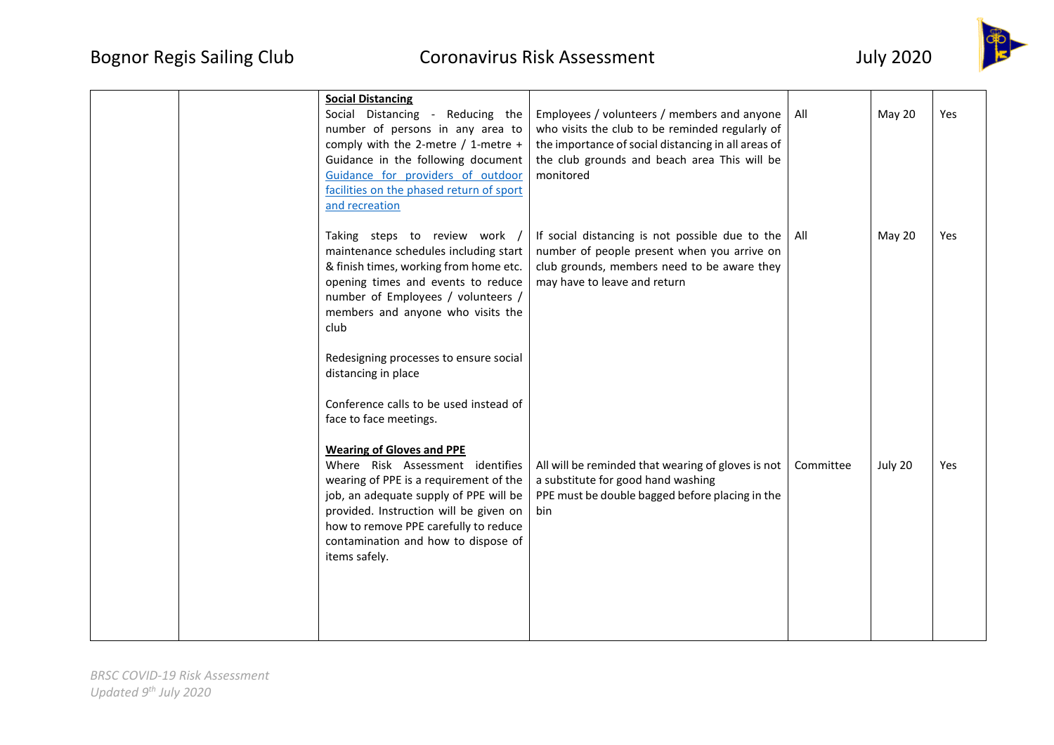| | | | | | | |
|---|---|---|---|---|---|---|
| | | **Social Distancing**<br>Social Distancing - Reducing the number of persons in any area to comply with the 2-metre / 1-metre + Guidance in the following document [Guidance for providers of outdoor facilities on the phased return of sport and recreation] | Employees / volunteers / members and anyone who visits the club to be reminded regularly of the importance of social distancing in all areas of the club grounds and beach area This will be monitored | All | May 20 | Yes |
| | | Taking steps to review work / maintenance schedules including start & finish times, working from home etc. opening times and events to reduce number of Employees / volunteers / members and anyone who visits the club<br><br>Redesigning processes to ensure social distancing in place<br><br>Conference calls to be used instead of face to face meetings. | If social distancing is not possible due to the number of people present when you arrive on club grounds, members need to be aware they may have to leave and return | All | May 20 | Yes |
| | | **Wearing of Gloves and PPE**<br>Where Risk Assessment identifies wearing of PPE is a requirement of the job, an adequate supply of PPE will be provided. Instruction will be given on how to remove PPE carefully to reduce contamination and how to dispose of items safely. | All will be reminded that wearing of gloves is not a substitute for good hand washing<br>PPE must be double bagged before placing in the bin | Committee | July 20 | Yes |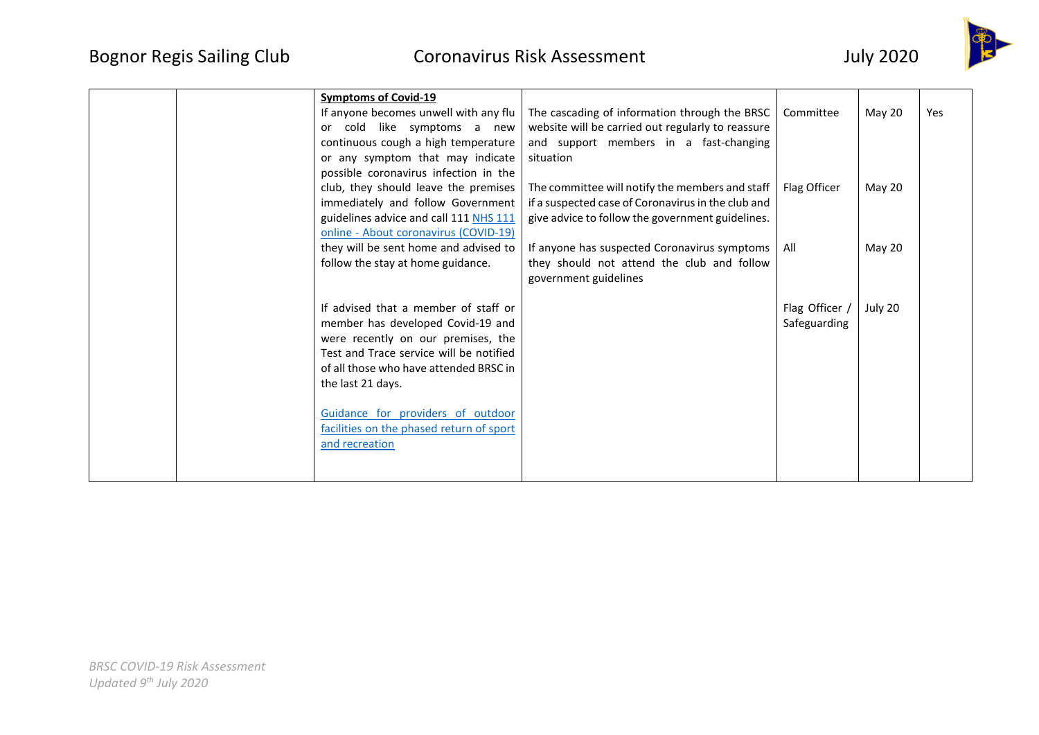| | | | | | | |
|---|---|---|---|---|---|---|
| | | **Symptoms of Covid-19**<br>If anyone becomes unwell with any flu or cold like symptoms a new continuous cough a high temperature or any symptom that may indicate possible coronavirus infection in the club, they should leave the premises immediately and follow Government guidelines advice and call 111 [NHS 111 online - About coronavirus (COVID-19)] they will be sent home and advised to follow the stay at home guidance. | The cascading of information through the BRSC website will be carried out regularly to reassure and support members in a fast-changing situation | Committee | May 20 | Yes |
| | | | The committee will notify the members and staff if a suspected case of Coronavirus in the club and give advice to follow the government guidelines. | Flag Officer | May 20 | |
| | | | If anyone has suspected Coronavirus symptoms they should not attend the club and follow government guidelines | All | May 20 | |
| | | If advised that a member of staff or member has developed Covid-19 and were recently on our premises, the Test and Trace service will be notified of all those who have attended BRSC in the last 21 days.<br><br>[Guidance for providers of outdoor facilities on the phased return of sport and recreation] | | Flag Officer / Safeguarding | July 20 | |